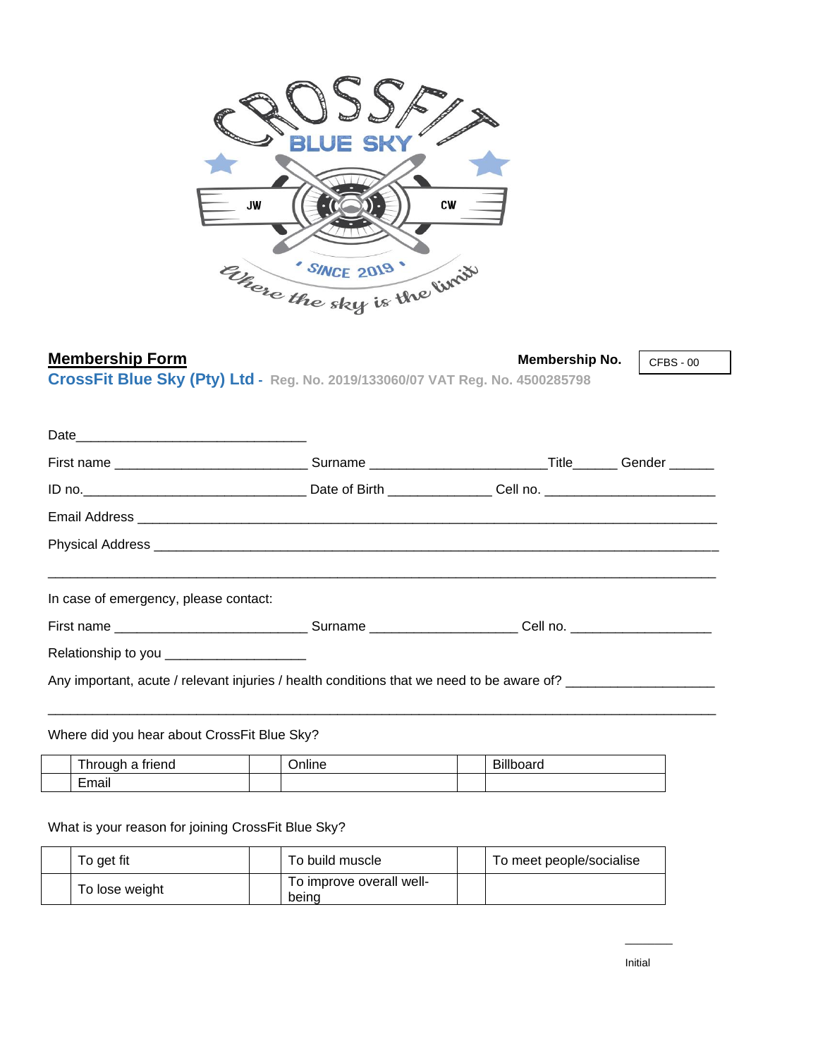CROSSFIT BLUE SKY

JW CW

' SINCE 2019 '

Where the sky is the limit

## Membership Form

**Membership No.** CFBS - 00

**CrossFit Blue Sky (Pty) Ltd** - **Reg. No. 2019/133060/07 VAT Reg. No. 4500285798**

Date_______________________________

First name __________________________ Surname ________________________Title______ Gender ______

ID no.______________________________ Date of Birth ______________ Cell no. _______________________

Email Address ___________________________________________________________________________

Physical Address _________________________________________________________________________

_________________________________________________________________________________________

In case of emergency, please contact:

First name __________________________ Surname ____________________ Cell no. ___________________

Relationship to you ___________________

Any important, acute / relevant injuries / health conditions that we need to be aware of? ___________________

_________________________________________________________________________________________

Where did you hear about CrossFit Blue Sky?

| | Through a friend | | Online | | Billboard |
|---|---|---|---|---|---|
| | Email | | | | |

What is your reason for joining CrossFit Blue Sky?

| | To get fit | | To build muscle | | To meet people/socialise |
|---|---|---|---|---|---|
| | To lose weight | | To improve overall well-being | | |

________
Initial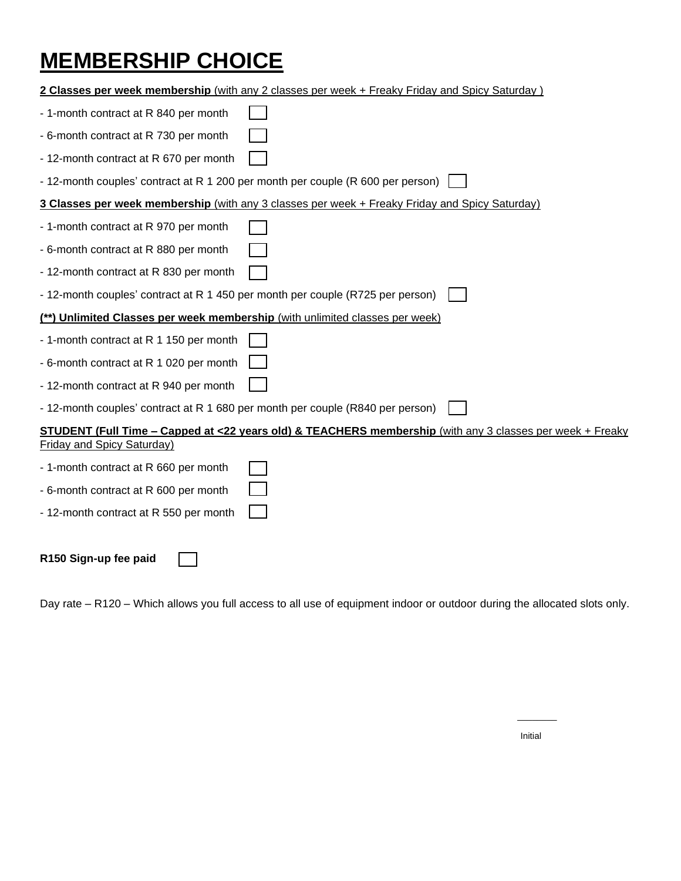# MEMBERSHIP CHOICE

**2 Classes per week membership** (with any 2 classes per week + Freaky Friday and Spicy Saturday )

- 1-month contract at R 840 per month ☐
- 6-month contract at R 730 per month ☐
- 12-month contract at R 670 per month ☐
- 12-month couples' contract at R 1 200 per month per couple (R 600 per person) ☐

**3 Classes per week membership** (with any 3 classes per week + Freaky Friday and Spicy Saturday)

- 1-month contract at R 970 per month ☐
- 6-month contract at R 880 per month ☐
- 12-month contract at R 830 per month ☐
- 12-month couples' contract at R 1 450 per month per couple (R725 per person) ☐

**(**) Unlimited Classes per week membership** (with unlimited classes per week)

- 1-month contract at R 1 150 per month ☐
- 6-month contract at R 1 020 per month ☐
- 12-month contract at R 940 per month ☐
- 12-month couples' contract at R 1 680 per month per couple (R840 per person) ☐

**STUDENT (Full Time – Capped at <22 years old) & TEACHERS membership** (with any 3 classes per week + Freaky Friday and Spicy Saturday)

- 1-month contract at R 660 per month ☐
- 6-month contract at R 600 per month ☐
- 12-month contract at R 550 per month ☐

**R150 Sign-up fee paid** ☐

Day rate – R120 – Which allows you full access to all use of equipment indoor or outdoor during the allocated slots only.

________
Initial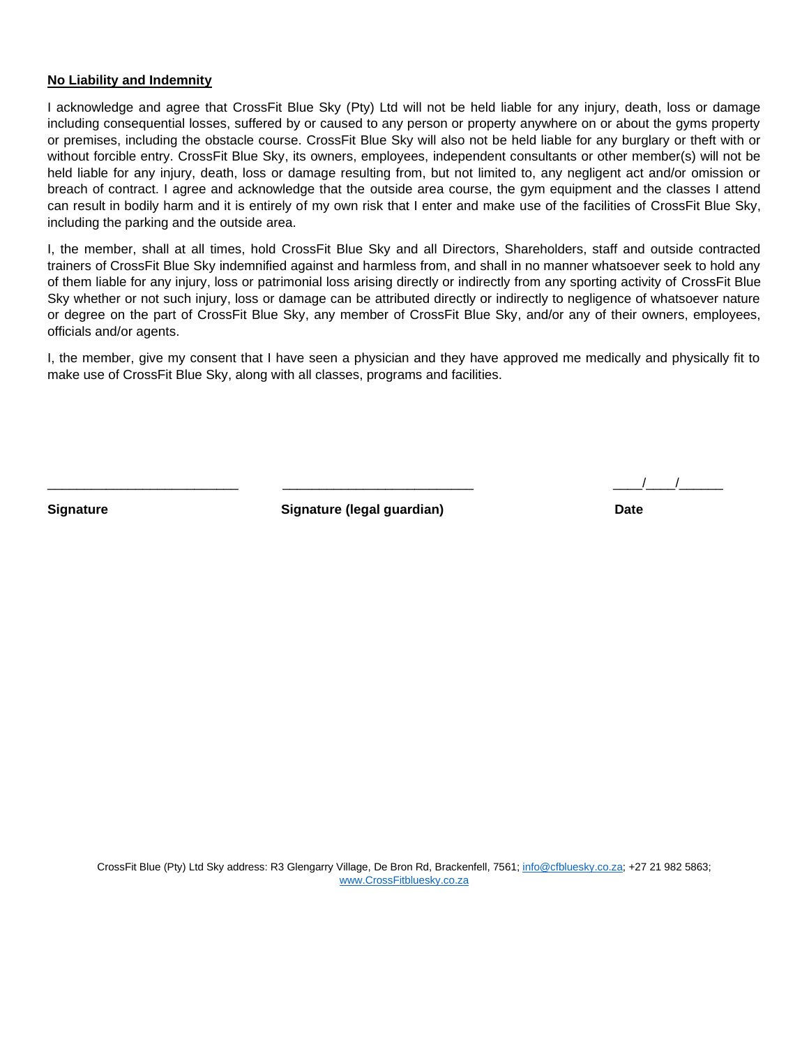**No Liability and Indemnity**

I acknowledge and agree that CrossFit Blue Sky (Pty) Ltd will not be held liable for any injury, death, loss or damage including consequential losses, suffered by or caused to any person or property anywhere on or about the gyms property or premises, including the obstacle course. CrossFit Blue Sky will also not be held liable for any burglary or theft with or without forcible entry. CrossFit Blue Sky, its owners, employees, independent consultants or other member(s) will not be held liable for any injury, death, loss or damage resulting from, but not limited to, any negligent act and/or omission or breach of contract. I agree and acknowledge that the outside area course, the gym equipment and the classes I attend can result in bodily harm and it is entirely of my own risk that I enter and make use of the facilities of CrossFit Blue Sky, including the parking and the outside area.

I, the member, shall at all times, hold CrossFit Blue Sky and all Directors, Shareholders, staff and outside contracted trainers of CrossFit Blue Sky indemnified against and harmless from, and shall in no manner whatsoever seek to hold any of them liable for any injury, loss or patrimonial loss arising directly or indirectly from any sporting activity of CrossFit Blue Sky whether or not such injury, loss or damage can be attributed directly or indirectly to negligence of whatsoever nature or degree on the part of CrossFit Blue Sky, any member of CrossFit Blue Sky, and/or any of their owners, employees, officials and/or agents.

I, the member, give my consent that I have seen a physician and they have approved me medically and physically fit to make use of CrossFit Blue Sky, along with all classes, programs and facilities.

| | | |
|---|---|---|
| _________________________ | _________________________ | ____/____/______ |
| **Signature** | **Signature (legal guardian)** | **Date** |

CrossFit Blue (Pty) Ltd Sky address: R3 Glengarry Village, De Bron Rd, Brackenfell, 7561; info@cfbluesky.co.za; +27 21 982 5863; www.CrossFitbluesky.co.za